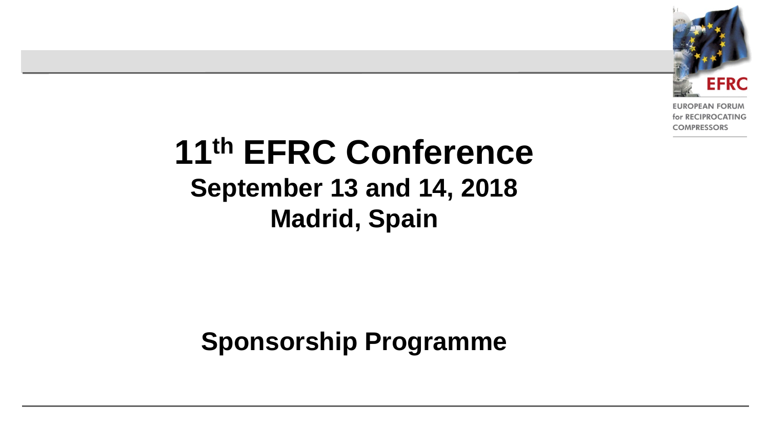# 11th EFRC Conference

## September 13 and 14, 2018

## Madrid, Spain

## Sponsorship Programme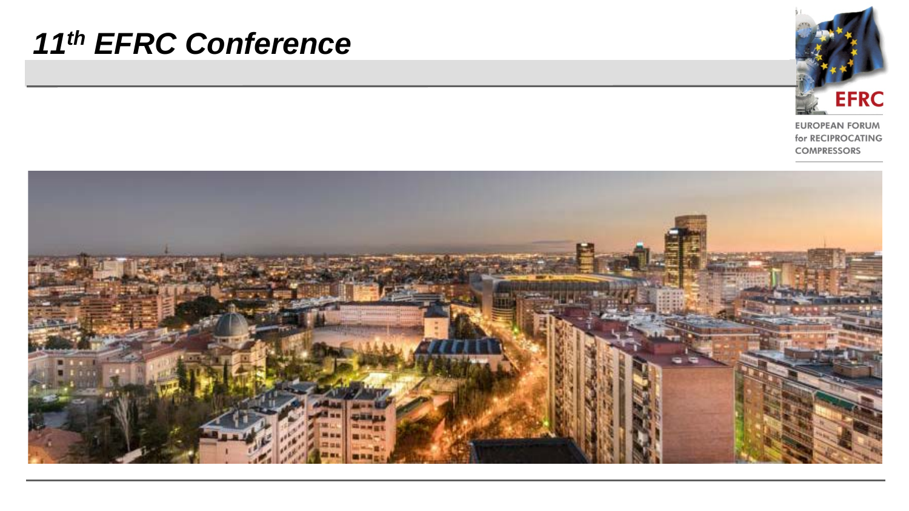# *11th EFRC Conference*

EFRC

EUROPEAN FORUM for RECIPROCATING COMPRESSORS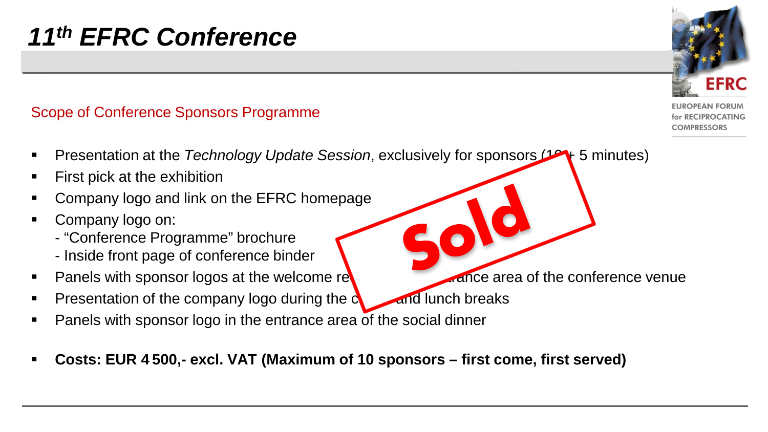# 11th EFRC Conference

EUROPEAN FORUM for RECIPROCATING COMPRESSORS

## Scope of Conference Sponsors Programme

- Presentation at the *Technology Update Session*, exclusively for sponsors (10 + 5 minutes)
- First pick at the exhibition
- Company logo and link on the EFRC homepage
- Company logo on:
  - "Conference Programme" brochure
  - Inside front page of conference binder
- Panels with sponsor logos at the welcome reception and in the entrance area of the conference venue
- Presentation of the company logo during the coffee and lunch breaks
- Panels with sponsor logo in the entrance area of the social dinner

- **Costs: EUR 4 500,- excl. VAT (Maximum of 10 sponsors – first come, first served)**

Sold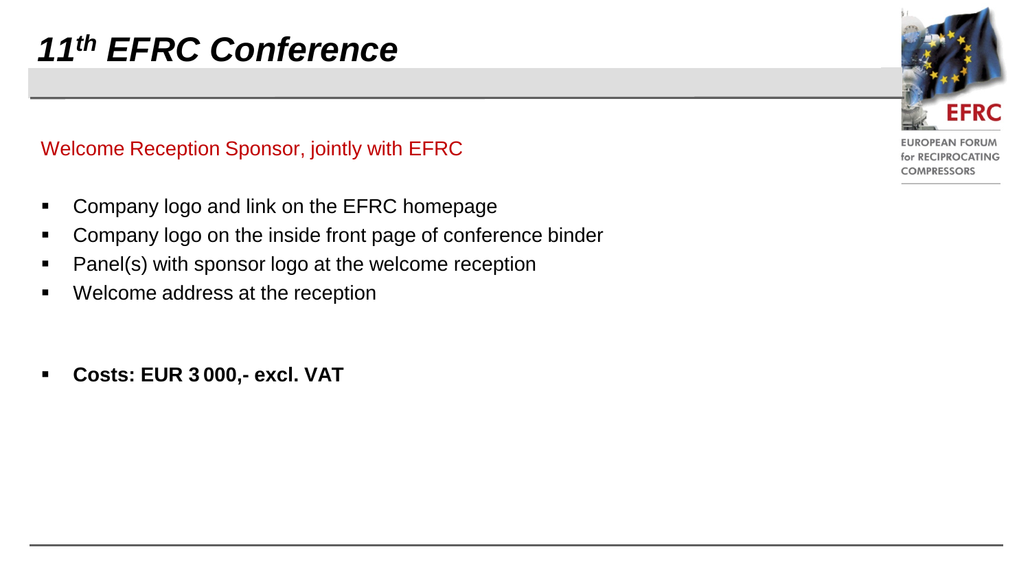# *11th EFRC Conference*

EUROPEAN FORUM for RECIPROCATING COMPRESSORS

Welcome Reception Sponsor, jointly with EFRC

- Company logo and link on the EFRC homepage
- Company logo on the inside front page of conference binder
- Panel(s) with sponsor logo at the welcome reception
- Welcome address at the reception

- **Costs: EUR 3 000,- excl. VAT**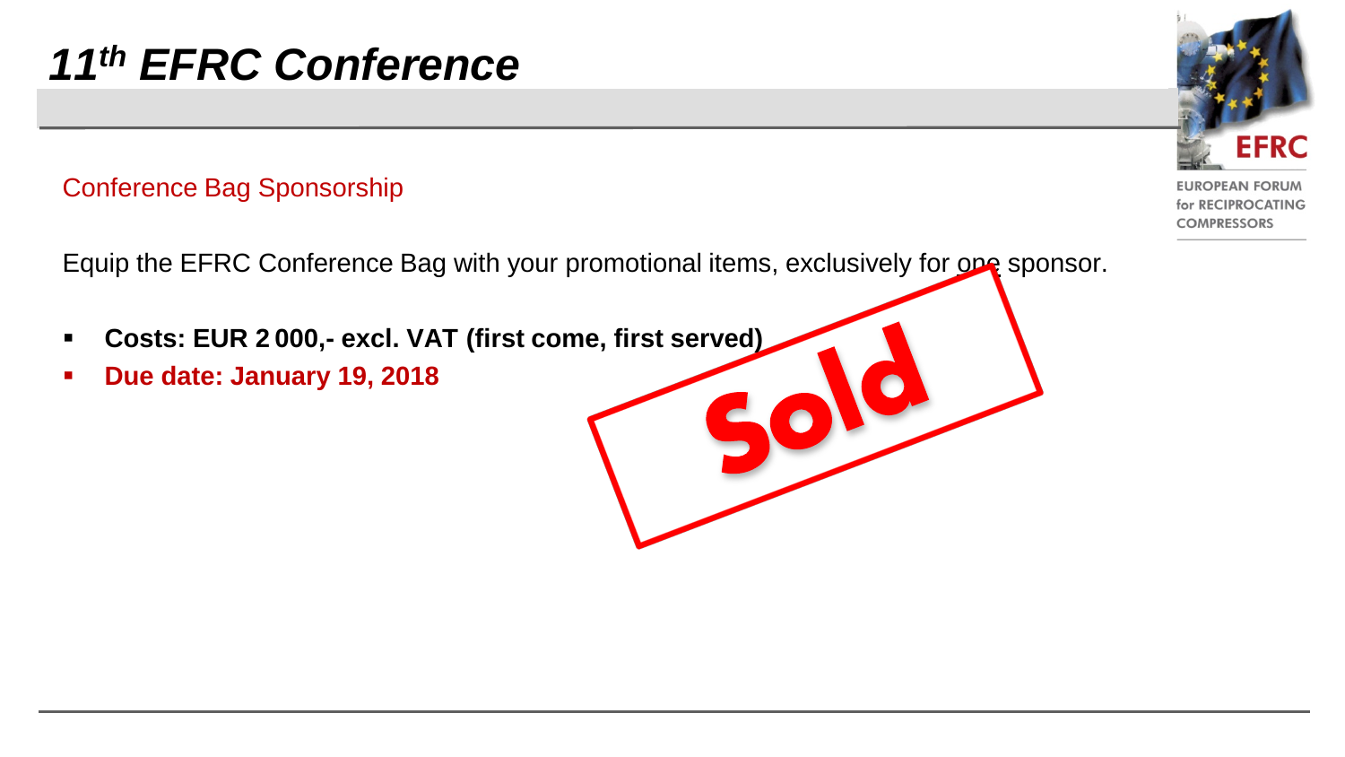# 11th EFRC Conference

Conference Bag Sponsorship

Equip the EFRC Conference Bag with your promotional items, exclusively for one sponsor.

- **Costs: EUR 2 000,- excl. VAT (first come, first served)**
- **Due date: January 19, 2018**

Sold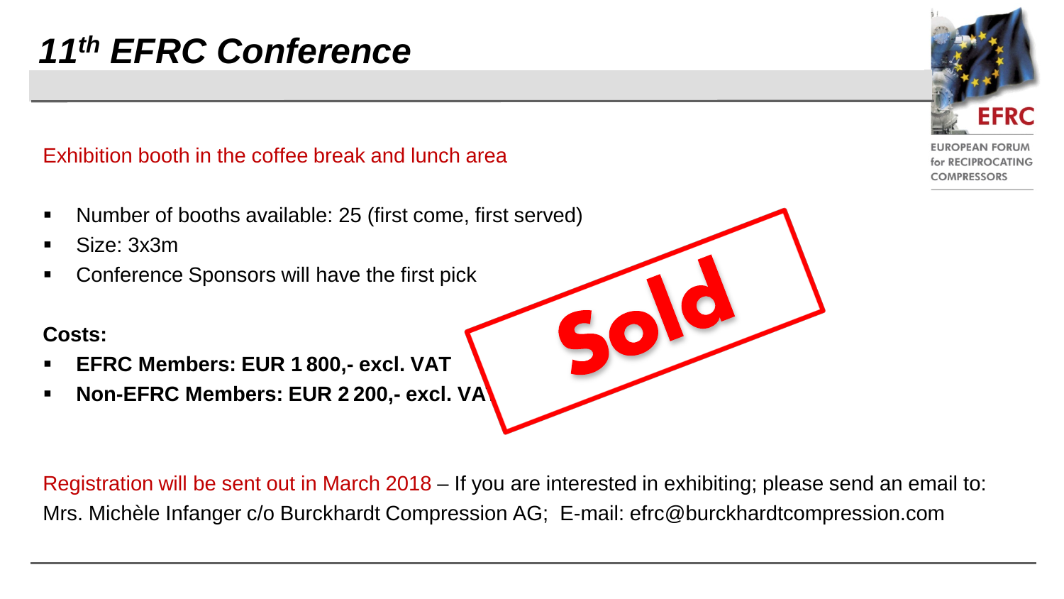# *11th EFRC Conference*

Exhibition booth in the coffee break and lunch area

- Number of booths available: 25 (first come, first served)
- Size: 3x3m
- Conference Sponsors will have the first pick

**Costs:**

- **EFRC Members: EUR 1 800,- excl. VAT**
- **Non-EFRC Members: EUR 2 200,- excl. VAT**

Sold

Registration will be sent out in March 2018 – If you are interested in exhibiting; please send an email to: Mrs. Michèle Infanger c/o Burckhardt Compression AG; E-mail: efrc@burckhardtcompression.com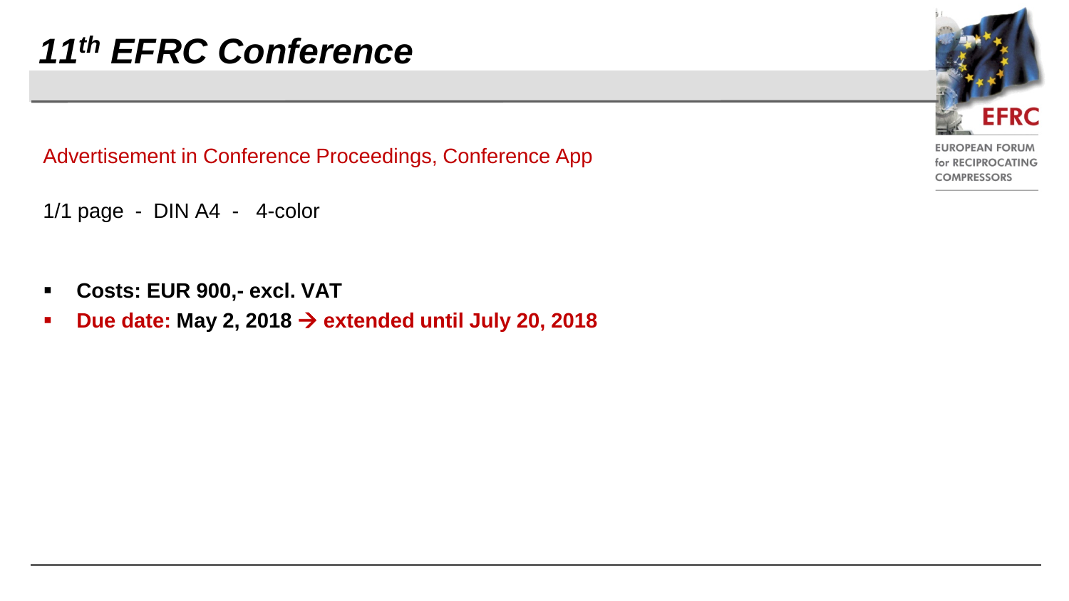# *11th EFRC Conference*

Advertisement in Conference Proceedings, Conference App

1/1 page - DIN A4 - 4-color

- **Costs: EUR 900,- excl. VAT**
- **Due date: May 2, 2018 → extended until July 20, 2018**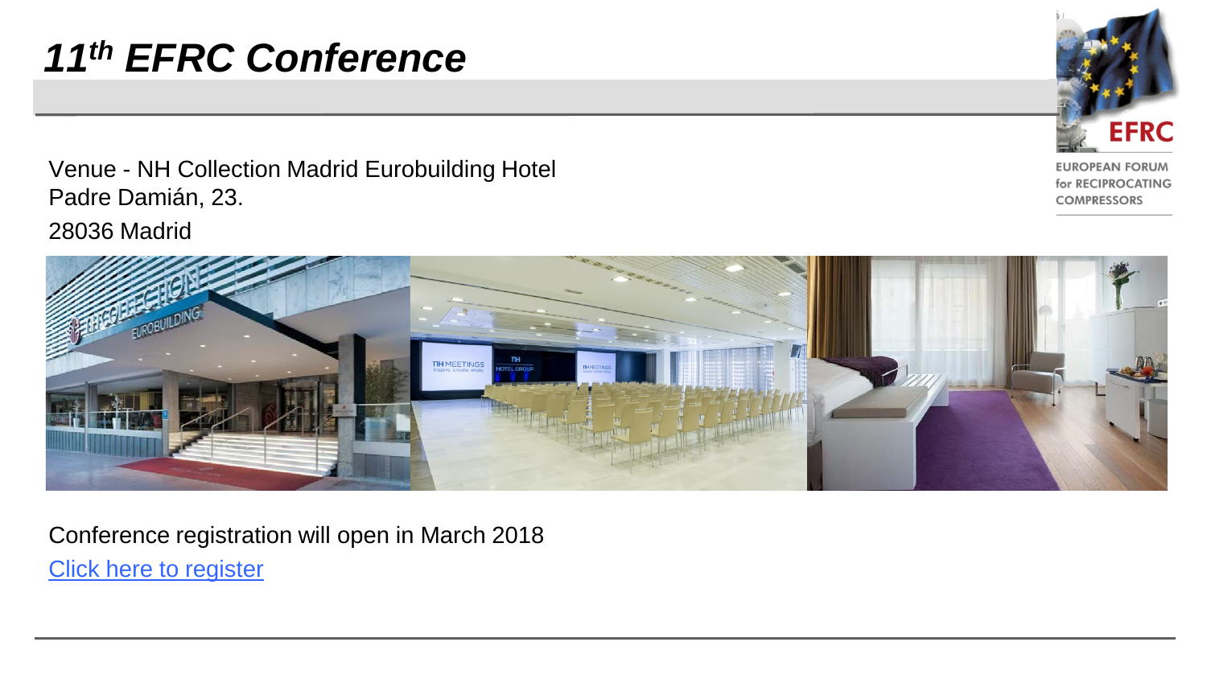# *11th EFRC Conference*

Venue - NH Collection Madrid Eurobuilding Hotel
Padre Damián, 23.
28036 Madrid

Conference registration will open in March 2018

Click here to register